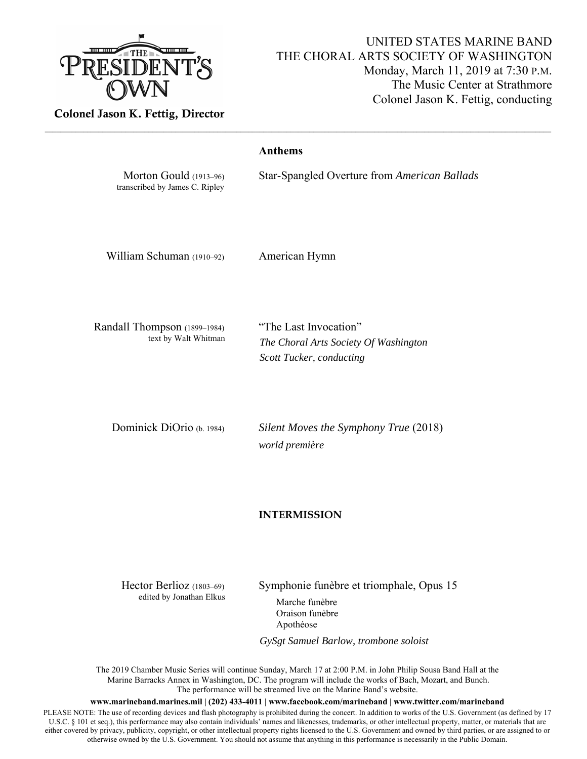THE PRESIDENT'S OWN

**Colonel Jason K. Fettig, Director**

UNITED STATES MARINE BAND
THE CHORAL ARTS SOCIETY OF WASHINGTON
Monday, March 11, 2019 at 7:30 P.M.
The Music Center at Strathmore
Colonel Jason K. Fettig, conducting

---

**Anthems**

Morton Gould (1913–96)
transcribed by James C. Ripley

Star-Spangled Overture from *American Ballads*

William Schuman (1910–92)

American Hymn

Randall Thompson (1899–1984)
text by Walt Whitman

"The Last Invocation"
*The Choral Arts Society Of Washington*
*Scott Tucker, conducting*

Dominick DiOrio (b. 1984)

*Silent Moves the Symphony True* (2018)
*world première*

**INTERMISSION**

Hector Berlioz (1803–69)
edited by Jonathan Elkus

Symphonie funèbre et triomphale, Opus 15

- Marche funèbre
- Oraison funèbre
- Apothéose

*GySgt Samuel Barlow, trombone soloist*

The 2019 Chamber Music Series will continue Sunday, March 17 at 2:00 P.M. in John Philip Sousa Band Hall at the Marine Barracks Annex in Washington, DC. The program will include the works of Bach, Mozart, and Bunch. The performance will be streamed live on the Marine Band's website.

**www.marineband.marines.mil | (202) 433-4011 | www.facebook.com/marineband | www.twitter.com/marineband**

PLEASE NOTE: The use of recording devices and flash photography is prohibited during the concert. In addition to works of the U.S. Government (as defined by 17 U.S.C. § 101 et seq.), this performance may also contain individuals' names and likenesses, trademarks, or other intellectual property, matter, or materials that are either covered by privacy, publicity, copyright, or other intellectual property rights licensed to the U.S. Government and owned by third parties, or are assigned to or otherwise owned by the U.S. Government. You should not assume that anything in this performance is necessarily in the Public Domain.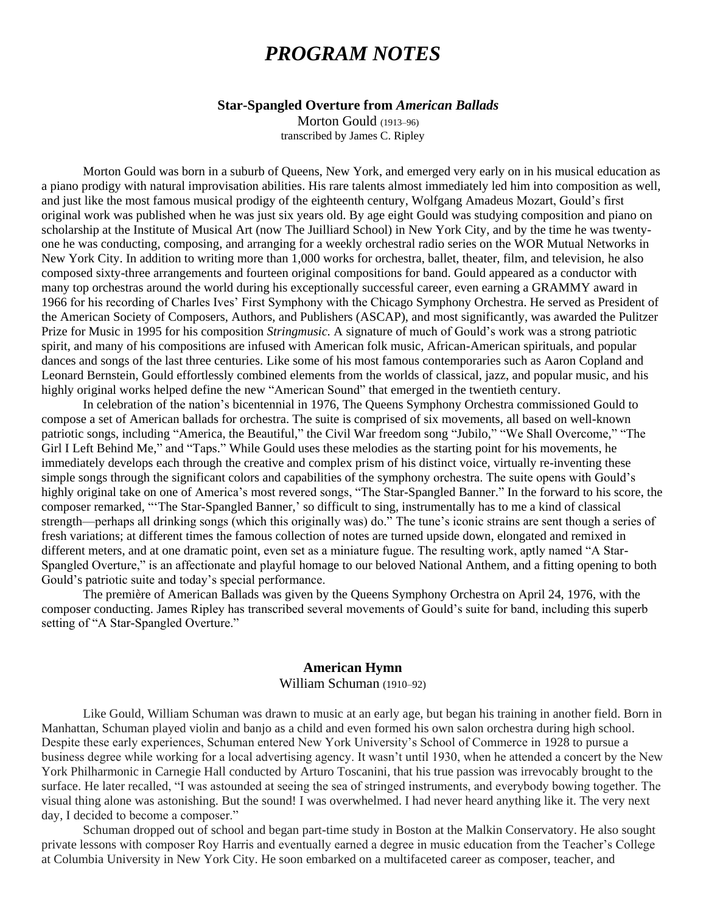# *PROGRAM NOTES*

### Star-Spangled Overture from *American Ballads*

Morton Gould (1913–96)
transcribed by James C. Ripley

Morton Gould was born in a suburb of Queens, New York, and emerged very early on in his musical education as a piano prodigy with natural improvisation abilities. His rare talents almost immediately led him into composition as well, and just like the most famous musical prodigy of the eighteenth century, Wolfgang Amadeus Mozart, Gould's first original work was published when he was just six years old. By age eight Gould was studying composition and piano on scholarship at the Institute of Musical Art (now The Juilliard School) in New York City, and by the time he was twenty-one he was conducting, composing, and arranging for a weekly orchestral radio series on the WOR Mutual Networks in New York City. In addition to writing more than 1,000 works for orchestra, ballet, theater, film, and television, he also composed sixty-three arrangements and fourteen original compositions for band. Gould appeared as a conductor with many top orchestras around the world during his exceptionally successful career, even earning a GRAMMY award in 1966 for his recording of Charles Ives' First Symphony with the Chicago Symphony Orchestra. He served as President of the American Society of Composers, Authors, and Publishers (ASCAP), and most significantly, was awarded the Pulitzer Prize for Music in 1995 for his composition *Stringmusic*. A signature of much of Gould's work was a strong patriotic spirit, and many of his compositions are infused with American folk music, African-American spirituals, and popular dances and songs of the last three centuries. Like some of his most famous contemporaries such as Aaron Copland and Leonard Bernstein, Gould effortlessly combined elements from the worlds of classical, jazz, and popular music, and his highly original works helped define the new "American Sound" that emerged in the twentieth century.

In celebration of the nation's bicentennial in 1976, The Queens Symphony Orchestra commissioned Gould to compose a set of American ballads for orchestra. The suite is comprised of six movements, all based on well-known patriotic songs, including "America, the Beautiful," the Civil War freedom song "Jubilo," "We Shall Overcome," "The Girl I Left Behind Me," and "Taps." While Gould uses these melodies as the starting point for his movements, he immediately develops each through the creative and complex prism of his distinct voice, virtually re-inventing these simple songs through the significant colors and capabilities of the symphony orchestra. The suite opens with Gould's highly original take on one of America's most revered songs, "The Star-Spangled Banner." In the forward to his score, the composer remarked, "'The Star-Spangled Banner,' so difficult to sing, instrumentally has to me a kind of classical strength—perhaps all drinking songs (which this originally was) do." The tune's iconic strains are sent though a series of fresh variations; at different times the famous collection of notes are turned upside down, elongated and remixed in different meters, and at one dramatic point, even set as a miniature fugue. The resulting work, aptly named "A Star-Spangled Overture," is an affectionate and playful homage to our beloved National Anthem, and a fitting opening to both Gould's patriotic suite and today's special performance.

The première of American Ballads was given by the Queens Symphony Orchestra on April 24, 1976, with the composer conducting. James Ripley has transcribed several movements of Gould's suite for band, including this superb setting of "A Star-Spangled Overture."

### American Hymn

William Schuman (1910–92)

Like Gould, William Schuman was drawn to music at an early age, but began his training in another field. Born in Manhattan, Schuman played violin and banjo as a child and even formed his own salon orchestra during high school. Despite these early experiences, Schuman entered New York University's School of Commerce in 1928 to pursue a business degree while working for a local advertising agency. It wasn't until 1930, when he attended a concert by the New York Philharmonic in Carnegie Hall conducted by Arturo Toscanini, that his true passion was irrevocably brought to the surface. He later recalled, "I was astounded at seeing the sea of stringed instruments, and everybody bowing together. The visual thing alone was astonishing. But the sound! I was overwhelmed. I had never heard anything like it. The very next day, I decided to become a composer."

Schuman dropped out of school and began part-time study in Boston at the Malkin Conservatory. He also sought private lessons with composer Roy Harris and eventually earned a degree in music education from the Teacher's College at Columbia University in New York City. He soon embarked on a multifaceted career as composer, teacher, and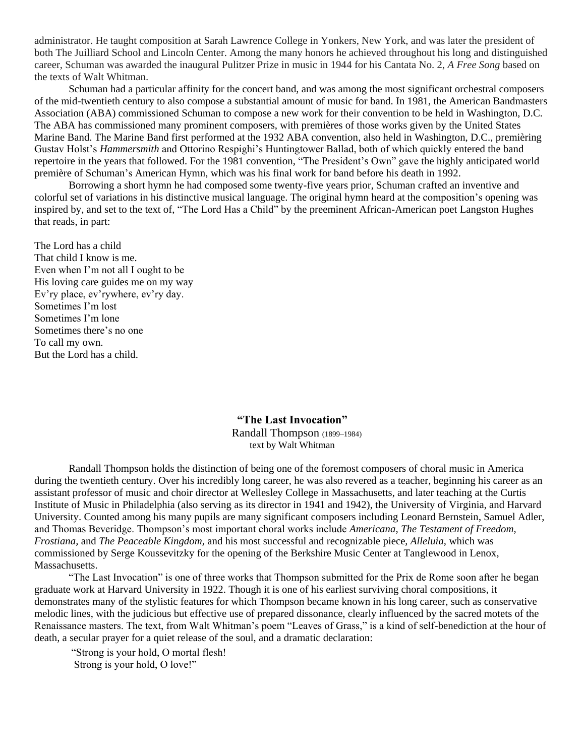administrator. He taught composition at Sarah Lawrence College in Yonkers, New York, and was later the president of both The Juilliard School and Lincoln Center. Among the many honors he achieved throughout his long and distinguished career, Schuman was awarded the inaugural Pulitzer Prize in music in 1944 for his Cantata No. 2, *A Free Song* based on the texts of Walt Whitman.

Schuman had a particular affinity for the concert band, and was among the most significant orchestral composers of the mid-twentieth century to also compose a substantial amount of music for band. In 1981, the American Bandmasters Association (ABA) commissioned Schuman to compose a new work for their convention to be held in Washington, D.C. The ABA has commissioned many prominent composers, with premières of those works given by the United States Marine Band. The Marine Band first performed at the 1932 ABA convention, also held in Washington, D.C., premièring Gustav Holst's *Hammersmith* and Ottorino Respighi's Huntingtower Ballad, both of which quickly entered the band repertoire in the years that followed. For the 1981 convention, "The President's Own" gave the highly anticipated world première of Schuman's American Hymn, which was his final work for band before his death in 1992.

Borrowing a short hymn he had composed some twenty-five years prior, Schuman crafted an inventive and colorful set of variations in his distinctive musical language. The original hymn heard at the composition's opening was inspired by, and set to the text of, "The Lord Has a Child" by the preeminent African-American poet Langston Hughes that reads, in part:

The Lord has a child  
That child I know is me.  
Even when I'm not all I ought to be  
His loving care guides me on my way  
Ev'ry place, ev'rywhere, ev'ry day.  
Sometimes I'm lost  
Sometimes I'm lone  
Sometimes there's no one  
To call my own.  
But the Lord has a child.

## "The Last Invocation"

Randall Thompson (1899–1984)  
text by Walt Whitman

Randall Thompson holds the distinction of being one of the foremost composers of choral music in America during the twentieth century. Over his incredibly long career, he was also revered as a teacher, beginning his career as an assistant professor of music and choir director at Wellesley College in Massachusetts, and later teaching at the Curtis Institute of Music in Philadelphia (also serving as its director in 1941 and 1942), the University of Virginia, and Harvard University. Counted among his many pupils are many significant composers including Leonard Bernstein, Samuel Adler, and Thomas Beveridge. Thompson's most important choral works include *Americana, The Testament of Freedom, Frostiana,* and *The Peaceable Kingdom*, and his most successful and recognizable piece, *Alleluia*, which was commissioned by Serge Koussevitzky for the opening of the Berkshire Music Center at Tanglewood in Lenox, Massachusetts.

"The Last Invocation" is one of three works that Thompson submitted for the Prix de Rome soon after he began graduate work at Harvard University in 1922. Though it is one of his earliest surviving choral compositions, it demonstrates many of the stylistic features for which Thompson became known in his long career, such as conservative melodic lines, with the judicious but effective use of prepared dissonance, clearly influenced by the sacred motets of the Renaissance masters. The text, from Walt Whitman's poem "Leaves of Grass," is a kind of self-benediction at the hour of death, a secular prayer for a quiet release of the soul, and a dramatic declaration:

"Strong is your hold, O mortal flesh!  
Strong is your hold, O love!"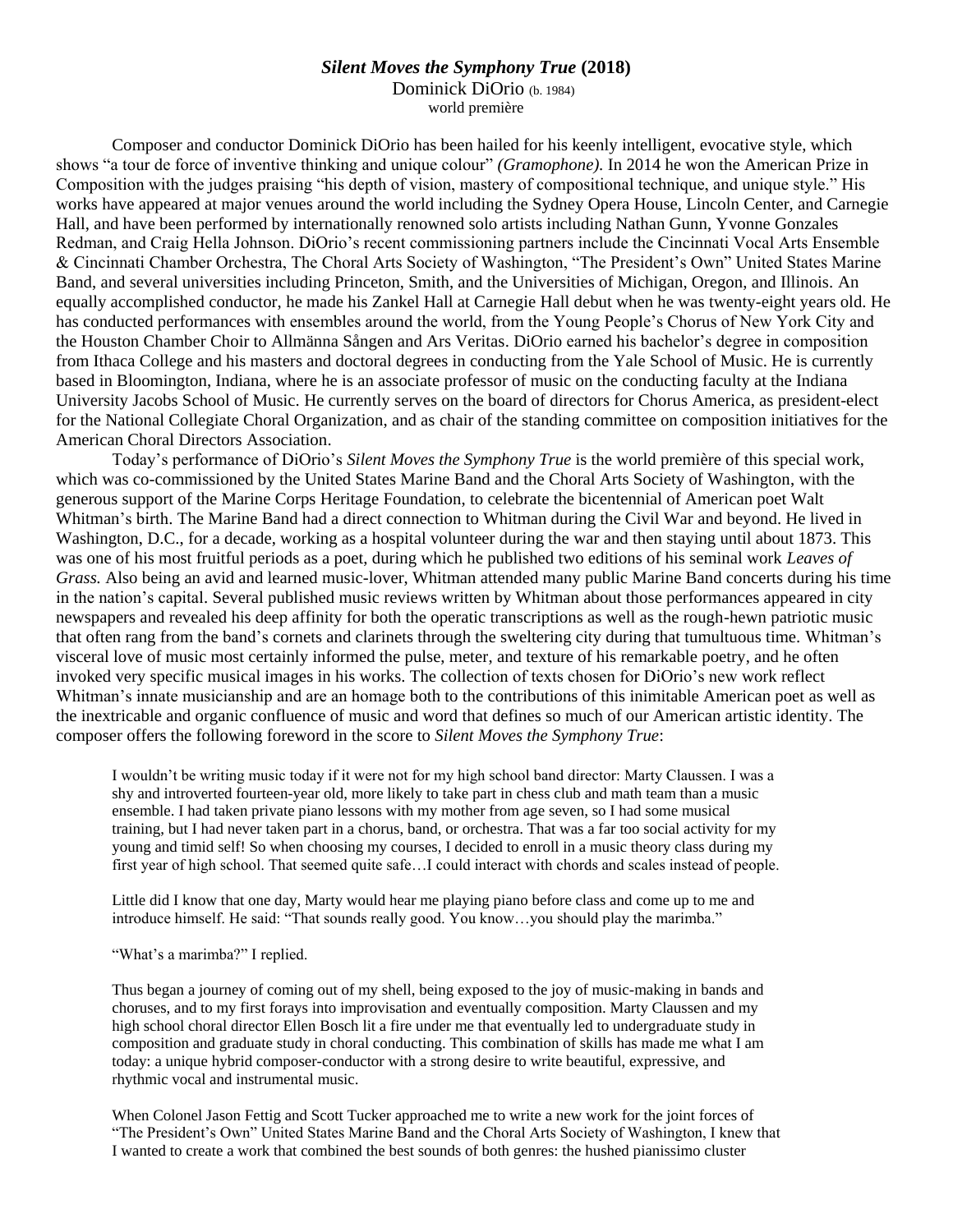## *Silent Moves the Symphony True* (2018)

Dominick DiOrio (b. 1984)
world première

Composer and conductor Dominick DiOrio has been hailed for his keenly intelligent, evocative style, which shows "a tour de force of inventive thinking and unique colour" *(Gramophone).* In 2014 he won the American Prize in Composition with the judges praising "his depth of vision, mastery of compositional technique, and unique style." His works have appeared at major venues around the world including the Sydney Opera House, Lincoln Center, and Carnegie Hall, and have been performed by internationally renowned solo artists including Nathan Gunn, Yvonne Gonzales Redman, and Craig Hella Johnson. DiOrio's recent commissioning partners include the Cincinnati Vocal Arts Ensemble & Cincinnati Chamber Orchestra, The Choral Arts Society of Washington, "The President's Own" United States Marine Band, and several universities including Princeton, Smith, and the Universities of Michigan, Oregon, and Illinois. An equally accomplished conductor, he made his Zankel Hall at Carnegie Hall debut when he was twenty-eight years old. He has conducted performances with ensembles around the world, from the Young People's Chorus of New York City and the Houston Chamber Choir to Allmänna Sången and Ars Veritas. DiOrio earned his bachelor's degree in composition from Ithaca College and his masters and doctoral degrees in conducting from the Yale School of Music. He is currently based in Bloomington, Indiana, where he is an associate professor of music on the conducting faculty at the Indiana University Jacobs School of Music. He currently serves on the board of directors for Chorus America, as president-elect for the National Collegiate Choral Organization, and as chair of the standing committee on composition initiatives for the American Choral Directors Association.

Today's performance of DiOrio's *Silent Moves the Symphony True* is the world première of this special work, which was co-commissioned by the United States Marine Band and the Choral Arts Society of Washington, with the generous support of the Marine Corps Heritage Foundation, to celebrate the bicentennial of American poet Walt Whitman's birth. The Marine Band had a direct connection to Whitman during the Civil War and beyond. He lived in Washington, D.C., for a decade, working as a hospital volunteer during the war and then staying until about 1873. This was one of his most fruitful periods as a poet, during which he published two editions of his seminal work *Leaves of Grass.* Also being an avid and learned music-lover, Whitman attended many public Marine Band concerts during his time in the nation's capital. Several published music reviews written by Whitman about those performances appeared in city newspapers and revealed his deep affinity for both the operatic transcriptions as well as the rough-hewn patriotic music that often rang from the band's cornets and clarinets through the sweltering city during that tumultuous time. Whitman's visceral love of music most certainly informed the pulse, meter, and texture of his remarkable poetry, and he often invoked very specific musical images in his works. The collection of texts chosen for DiOrio's new work reflect Whitman's innate musicianship and are an homage both to the contributions of this inimitable American poet as well as the inextricable and organic confluence of music and word that defines so much of our American artistic identity. The composer offers the following foreword in the score to *Silent Moves the Symphony True*:

> I wouldn't be writing music today if it were not for my high school band director: Marty Claussen. I was a shy and introverted fourteen-year old, more likely to take part in chess club and math team than a music ensemble. I had taken private piano lessons with my mother from age seven, so I had some musical training, but I had never taken part in a chorus, band, or orchestra. That was a far too social activity for my young and timid self! So when choosing my courses, I decided to enroll in a music theory class during my first year of high school. That seemed quite safe…I could interact with chords and scales instead of people.
>
> Little did I know that one day, Marty would hear me playing piano before class and come up to me and introduce himself. He said: "That sounds really good. You know…you should play the marimba."
>
> "What's a marimba?" I replied.
>
> Thus began a journey of coming out of my shell, being exposed to the joy of music-making in bands and choruses, and to my first forays into improvisation and eventually composition. Marty Claussen and my high school choral director Ellen Bosch lit a fire under me that eventually led to undergraduate study in composition and graduate study in choral conducting. This combination of skills has made me what I am today: a unique hybrid composer-conductor with a strong desire to write beautiful, expressive, and rhythmic vocal and instrumental music.
>
> When Colonel Jason Fettig and Scott Tucker approached me to write a new work for the joint forces of "The President's Own" United States Marine Band and the Choral Arts Society of Washington, I knew that I wanted to create a work that combined the best sounds of both genres: the hushed pianissimo cluster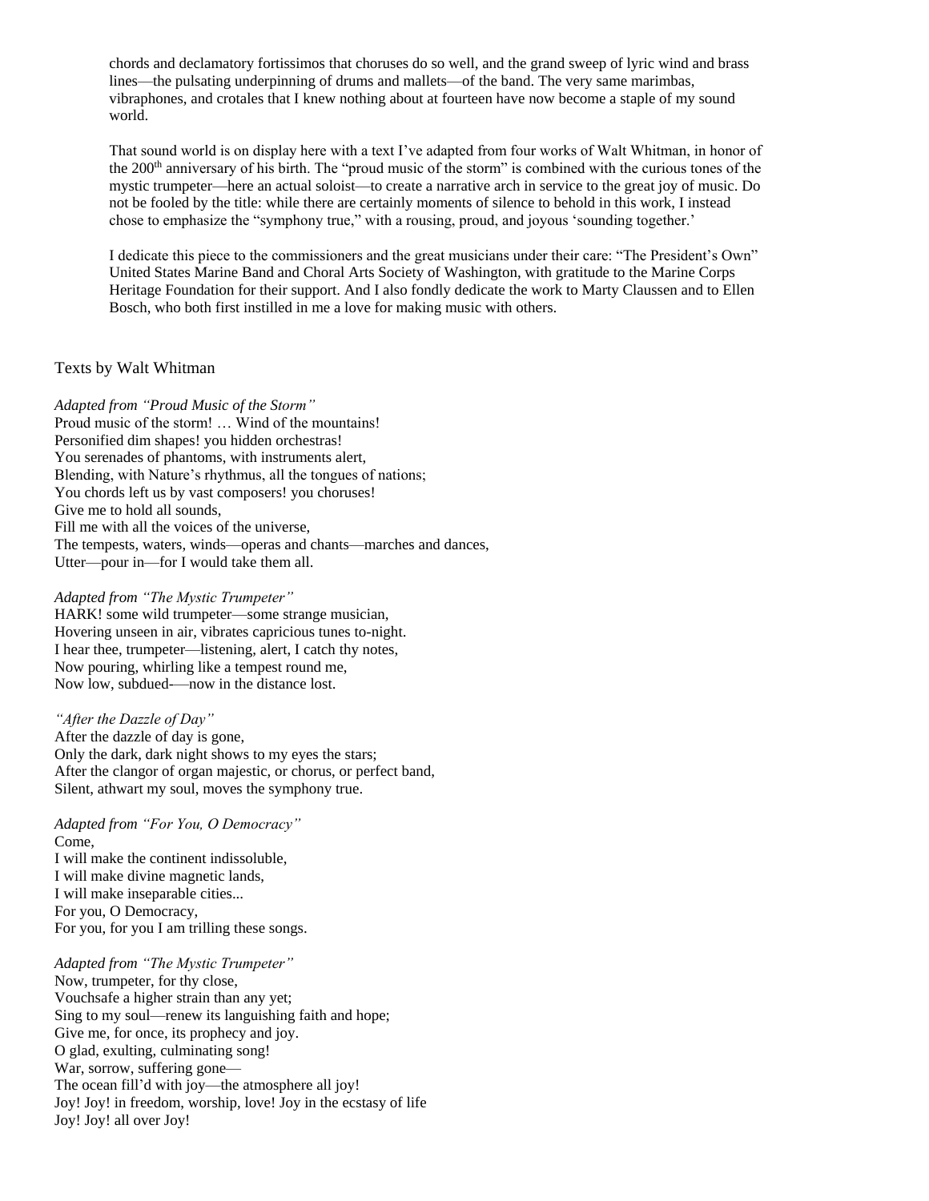chords and declamatory fortissimos that choruses do so well, and the grand sweep of lyric wind and brass lines—the pulsating underpinning of drums and mallets—of the band. The very same marimbas, vibraphones, and crotales that I knew nothing about at fourteen have now become a staple of my sound world.

That sound world is on display here with a text I've adapted from four works of Walt Whitman, in honor of the 200th anniversary of his birth. The "proud music of the storm" is combined with the curious tones of the mystic trumpeter—here an actual soloist—to create a narrative arch in service to the great joy of music. Do not be fooled by the title: while there are certainly moments of silence to behold in this work, I instead chose to emphasize the "symphony true," with a rousing, proud, and joyous 'sounding together.'

I dedicate this piece to the commissioners and the great musicians under their care: "The President's Own" United States Marine Band and Choral Arts Society of Washington, with gratitude to the Marine Corps Heritage Foundation for their support. And I also fondly dedicate the work to Marty Claussen and to Ellen Bosch, who both first instilled in me a love for making music with others.

## Texts by Walt Whitman

*Adapted from "Proud Music of the Storm"*
Proud music of the storm! … Wind of the mountains!
Personified dim shapes! you hidden orchestras!
You serenades of phantoms, with instruments alert,
Blending, with Nature's rhythmus, all the tongues of nations;
You chords left us by vast composers! you choruses!
Give me to hold all sounds,
Fill me with all the voices of the universe,
The tempests, waters, winds—operas and chants—marches and dances,
Utter—pour in—for I would take them all.

*Adapted from "The Mystic Trumpeter"*
HARK! some wild trumpeter—some strange musician,
Hovering unseen in air, vibrates capricious tunes to-night.
I hear thee, trumpeter—listening, alert, I catch thy notes,
Now pouring, whirling like a tempest round me,
Now low, subdued-—now in the distance lost.

*"After the Dazzle of Day"*
After the dazzle of day is gone,
Only the dark, dark night shows to my eyes the stars;
After the clangor of organ majestic, or chorus, or perfect band,
Silent, athwart my soul, moves the symphony true.

*Adapted from "For You, O Democracy"*
Come,
I will make the continent indissoluble,
I will make divine magnetic lands,
I will make inseparable cities...
For you, O Democracy,
For you, for you I am trilling these songs.

*Adapted from "The Mystic Trumpeter"*
Now, trumpeter, for thy close,
Vouchsafe a higher strain than any yet;
Sing to my soul—renew its languishing faith and hope;
Give me, for once, its prophecy and joy.
O glad, exulting, culminating song!
War, sorrow, suffering gone—
The ocean fill'd with joy—the atmosphere all joy!
Joy! Joy! in freedom, worship, love! Joy in the ecstasy of life
Joy! Joy! all over Joy!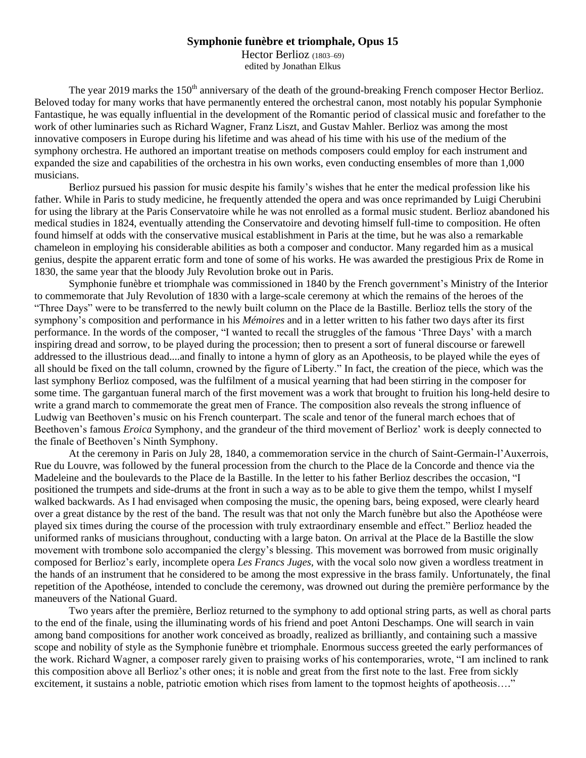# Symphonie funèbre et triomphale, Opus 15

Hector Berlioz (1803–69)
edited by Jonathan Elkus

The year 2019 marks the 150th anniversary of the death of the ground-breaking French composer Hector Berlioz. Beloved today for many works that have permanently entered the orchestral canon, most notably his popular Symphonie Fantastique, he was equally influential in the development of the Romantic period of classical music and forefather to the work of other luminaries such as Richard Wagner, Franz Liszt, and Gustav Mahler. Berlioz was among the most innovative composers in Europe during his lifetime and was ahead of his time with his use of the medium of the symphony orchestra. He authored an important treatise on methods composers could employ for each instrument and expanded the size and capabilities of the orchestra in his own works, even conducting ensembles of more than 1,000 musicians.

Berlioz pursued his passion for music despite his family's wishes that he enter the medical profession like his father. While in Paris to study medicine, he frequently attended the opera and was once reprimanded by Luigi Cherubini for using the library at the Paris Conservatoire while he was not enrolled as a formal music student. Berlioz abandoned his medical studies in 1824, eventually attending the Conservatoire and devoting himself full-time to composition. He often found himself at odds with the conservative musical establishment in Paris at the time, but he was also a remarkable chameleon in employing his considerable abilities as both a composer and conductor. Many regarded him as a musical genius, despite the apparent erratic form and tone of some of his works. He was awarded the prestigious Prix de Rome in 1830, the same year that the bloody July Revolution broke out in Paris.

Symphonie funèbre et triomphale was commissioned in 1840 by the French government's Ministry of the Interior to commemorate that July Revolution of 1830 with a large-scale ceremony at which the remains of the heroes of the "Three Days" were to be transferred to the newly built column on the Place de la Bastille. Berlioz tells the story of the symphony's composition and performance in his *Mémoires* and in a letter written to his father two days after its first performance. In the words of the composer, "I wanted to recall the struggles of the famous 'Three Days' with a march inspiring dread and sorrow, to be played during the procession; then to present a sort of funeral discourse or farewell addressed to the illustrious dead....and finally to intone a hymn of glory as an Apotheosis, to be played while the eyes of all should be fixed on the tall column, crowned by the figure of Liberty." In fact, the creation of the piece, which was the last symphony Berlioz composed, was the fulfilment of a musical yearning that had been stirring in the composer for some time. The gargantuan funeral march of the first movement was a work that brought to fruition his long-held desire to write a grand march to commemorate the great men of France. The composition also reveals the strong influence of Ludwig van Beethoven's music on his French counterpart. The scale and tenor of the funeral march echoes that of Beethoven's famous *Eroica* Symphony, and the grandeur of the third movement of Berlioz' work is deeply connected to the finale of Beethoven's Ninth Symphony.

At the ceremony in Paris on July 28, 1840, a commemoration service in the church of Saint-Germain-l'Auxerrois, Rue du Louvre, was followed by the funeral procession from the church to the Place de la Concorde and thence via the Madeleine and the boulevards to the Place de la Bastille. In the letter to his father Berlioz describes the occasion, "I positioned the trumpets and side-drums at the front in such a way as to be able to give them the tempo, whilst I myself walked backwards. As I had envisaged when composing the music, the opening bars, being exposed, were clearly heard over a great distance by the rest of the band. The result was that not only the March funèbre but also the Apothéose were played six times during the course of the procession with truly extraordinary ensemble and effect." Berlioz headed the uniformed ranks of musicians throughout, conducting with a large baton. On arrival at the Place de la Bastille the slow movement with trombone solo accompanied the clergy's blessing. This movement was borrowed from music originally composed for Berlioz's early, incomplete opera *Les Francs Juges*, with the vocal solo now given a wordless treatment in the hands of an instrument that he considered to be among the most expressive in the brass family. Unfortunately, the final repetition of the Apothéose, intended to conclude the ceremony, was drowned out during the première performance by the maneuvers of the National Guard.

Two years after the première, Berlioz returned to the symphony to add optional string parts, as well as choral parts to the end of the finale, using the illuminating words of his friend and poet Antoni Deschamps. One will search in vain among band compositions for another work conceived as broadly, realized as brilliantly, and containing such a massive scope and nobility of style as the Symphonie funèbre et triomphale. Enormous success greeted the early performances of the work. Richard Wagner, a composer rarely given to praising works of his contemporaries, wrote, "I am inclined to rank this composition above all Berlioz's other ones; it is noble and great from the first note to the last. Free from sickly excitement, it sustains a noble, patriotic emotion which rises from lament to the topmost heights of apotheosis…."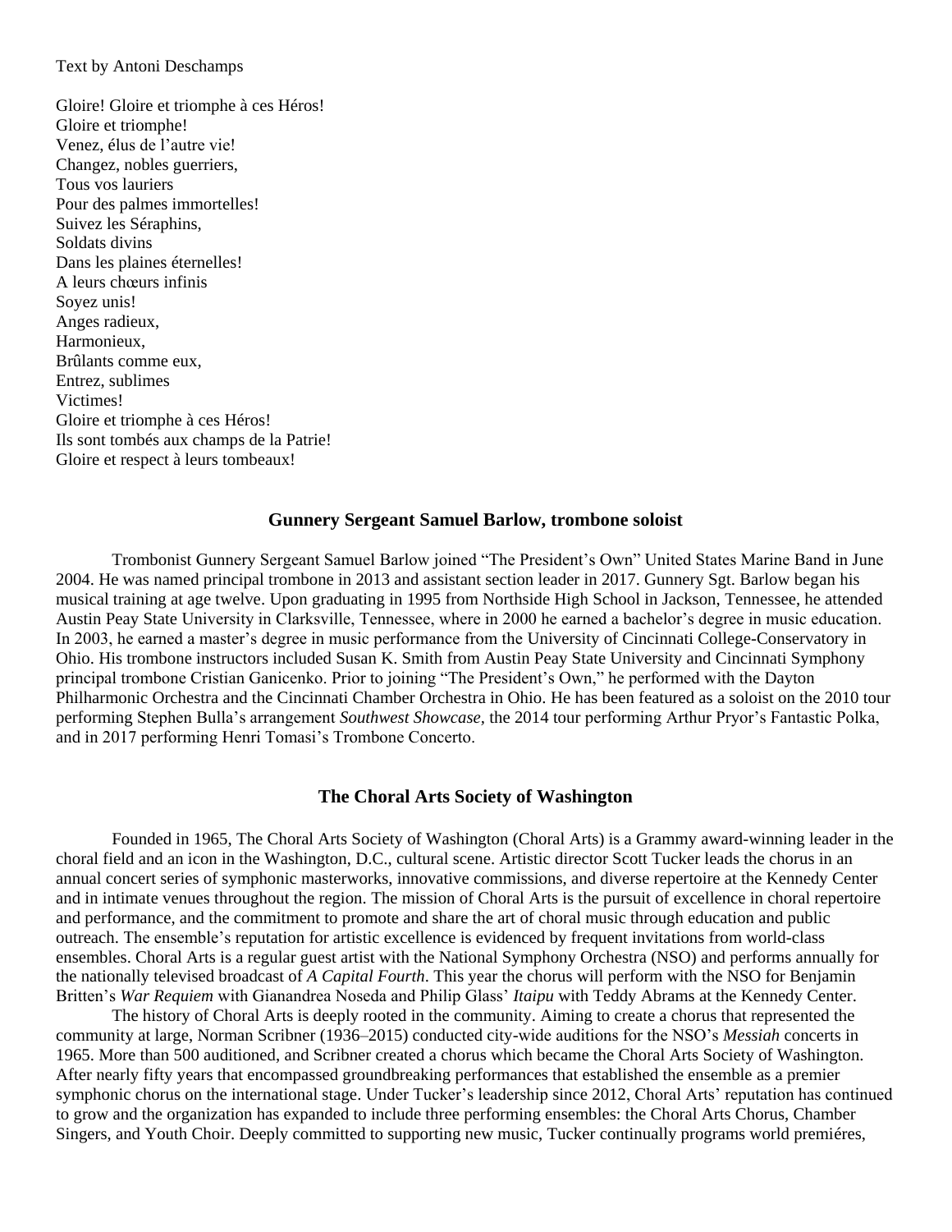Text by Antoni Deschamps

Gloire! Gloire et triomphe à ces Héros!
Gloire et triomphe!
Venez, élus de l'autre vie!
Changez, nobles guerriers,
Tous vos lauriers
Pour des palmes immortelles!
Suivez les Séraphins,
Soldats divins
Dans les plaines éternelles!
A leurs chœurs infinis
Soyez unis!
Anges radieux,
Harmonieux,
Brûlants comme eux,
Entrez, sublimes
Victimes!
Gloire et triomphe à ces Héros!
Ils sont tombés aux champs de la Patrie!
Gloire et respect à leurs tombeaux!

## Gunnery Sergeant Samuel Barlow, trombone soloist

Trombonist Gunnery Sergeant Samuel Barlow joined "The President's Own" United States Marine Band in June 2004. He was named principal trombone in 2013 and assistant section leader in 2017. Gunnery Sgt. Barlow began his musical training at age twelve. Upon graduating in 1995 from Northside High School in Jackson, Tennessee, he attended Austin Peay State University in Clarksville, Tennessee, where in 2000 he earned a bachelor's degree in music education. In 2003, he earned a master's degree in music performance from the University of Cincinnati College-Conservatory in Ohio. His trombone instructors included Susan K. Smith from Austin Peay State University and Cincinnati Symphony principal trombone Cristian Ganicenko. Prior to joining "The President's Own," he performed with the Dayton Philharmonic Orchestra and the Cincinnati Chamber Orchestra in Ohio. He has been featured as a soloist on the 2010 tour performing Stephen Bulla's arrangement *Southwest Showcase*, the 2014 tour performing Arthur Pryor's Fantastic Polka, and in 2017 performing Henri Tomasi's Trombone Concerto.

## The Choral Arts Society of Washington

Founded in 1965, The Choral Arts Society of Washington (Choral Arts) is a Grammy award-winning leader in the choral field and an icon in the Washington, D.C., cultural scene. Artistic director Scott Tucker leads the chorus in an annual concert series of symphonic masterworks, innovative commissions, and diverse repertoire at the Kennedy Center and in intimate venues throughout the region. The mission of Choral Arts is the pursuit of excellence in choral repertoire and performance, and the commitment to promote and share the art of choral music through education and public outreach. The ensemble's reputation for artistic excellence is evidenced by frequent invitations from world-class ensembles. Choral Arts is a regular guest artist with the National Symphony Orchestra (NSO) and performs annually for the nationally televised broadcast of *A Capital Fourth*. This year the chorus will perform with the NSO for Benjamin Britten's *War Requiem* with Gianandrea Noseda and Philip Glass' *Itaipu* with Teddy Abrams at the Kennedy Center.

The history of Choral Arts is deeply rooted in the community. Aiming to create a chorus that represented the community at large, Norman Scribner (1936–2015) conducted city-wide auditions for the NSO's *Messiah* concerts in 1965. More than 500 auditioned, and Scribner created a chorus which became the Choral Arts Society of Washington. After nearly fifty years that encompassed groundbreaking performances that established the ensemble as a premier symphonic chorus on the international stage. Under Tucker's leadership since 2012, Choral Arts' reputation has continued to grow and the organization has expanded to include three performing ensembles: the Choral Arts Chorus, Chamber Singers, and Youth Choir. Deeply committed to supporting new music, Tucker continually programs world premiéres,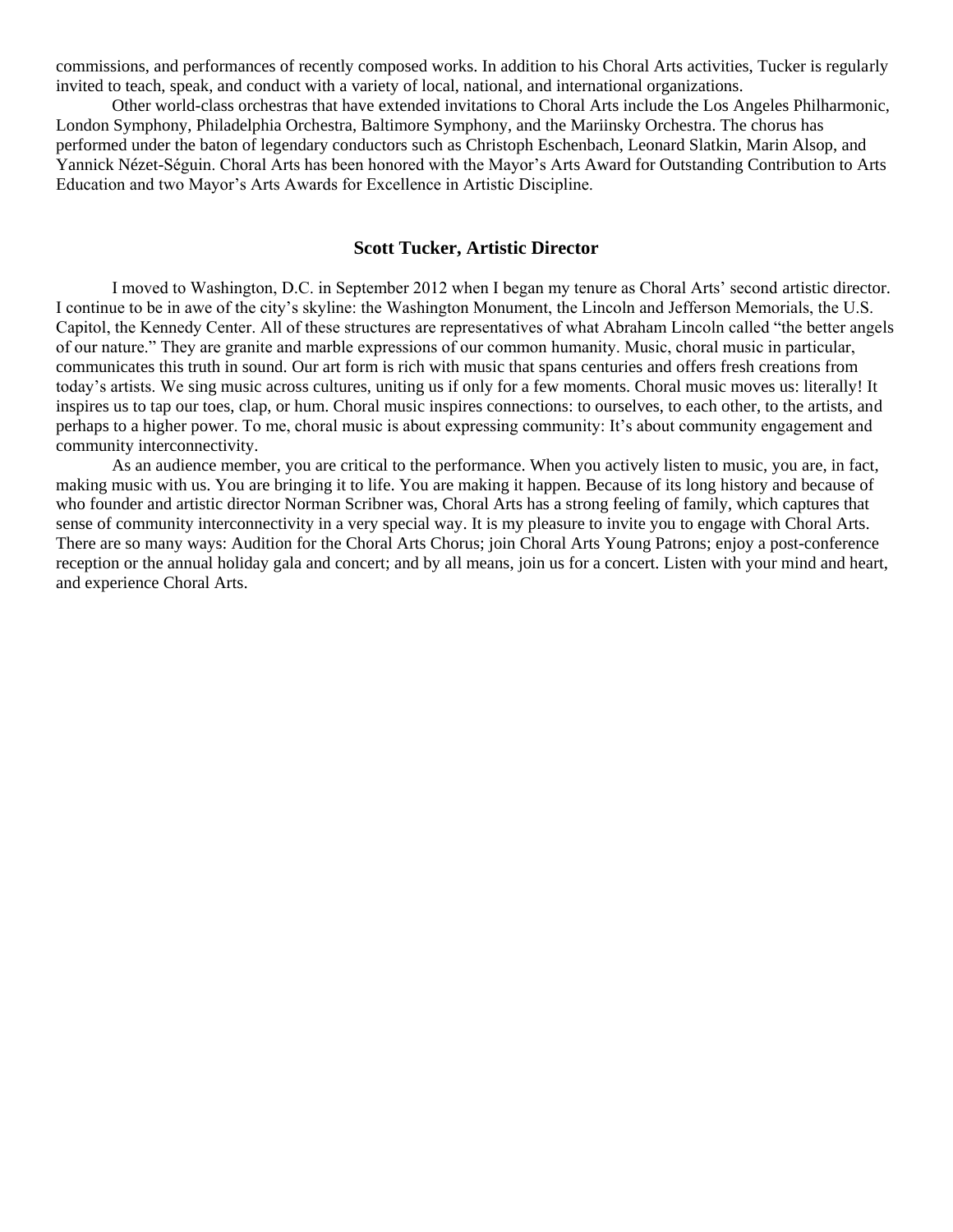commissions, and performances of recently composed works. In addition to his Choral Arts activities, Tucker is regularly invited to teach, speak, and conduct with a variety of local, national, and international organizations.

Other world-class orchestras that have extended invitations to Choral Arts include the Los Angeles Philharmonic, London Symphony, Philadelphia Orchestra, Baltimore Symphony, and the Mariinsky Orchestra. The chorus has performed under the baton of legendary conductors such as Christoph Eschenbach, Leonard Slatkin, Marin Alsop, and Yannick Nézet-Séguin. Choral Arts has been honored with the Mayor's Arts Award for Outstanding Contribution to Arts Education and two Mayor's Arts Awards for Excellence in Artistic Discipline.

## Scott Tucker, Artistic Director

I moved to Washington, D.C. in September 2012 when I began my tenure as Choral Arts' second artistic director. I continue to be in awe of the city's skyline: the Washington Monument, the Lincoln and Jefferson Memorials, the U.S. Capitol, the Kennedy Center. All of these structures are representatives of what Abraham Lincoln called "the better angels of our nature." They are granite and marble expressions of our common humanity. Music, choral music in particular, communicates this truth in sound. Our art form is rich with music that spans centuries and offers fresh creations from today's artists. We sing music across cultures, uniting us if only for a few moments. Choral music moves us: literally! It inspires us to tap our toes, clap, or hum. Choral music inspires connections: to ourselves, to each other, to the artists, and perhaps to a higher power. To me, choral music is about expressing community: It's about community engagement and community interconnectivity.

As an audience member, you are critical to the performance. When you actively listen to music, you are, in fact, making music with us. You are bringing it to life. You are making it happen. Because of its long history and because of who founder and artistic director Norman Scribner was, Choral Arts has a strong feeling of family, which captures that sense of community interconnectivity in a very special way. It is my pleasure to invite you to engage with Choral Arts. There are so many ways: Audition for the Choral Arts Chorus; join Choral Arts Young Patrons; enjoy a post-conference reception or the annual holiday gala and concert; and by all means, join us for a concert. Listen with your mind and heart, and experience Choral Arts.